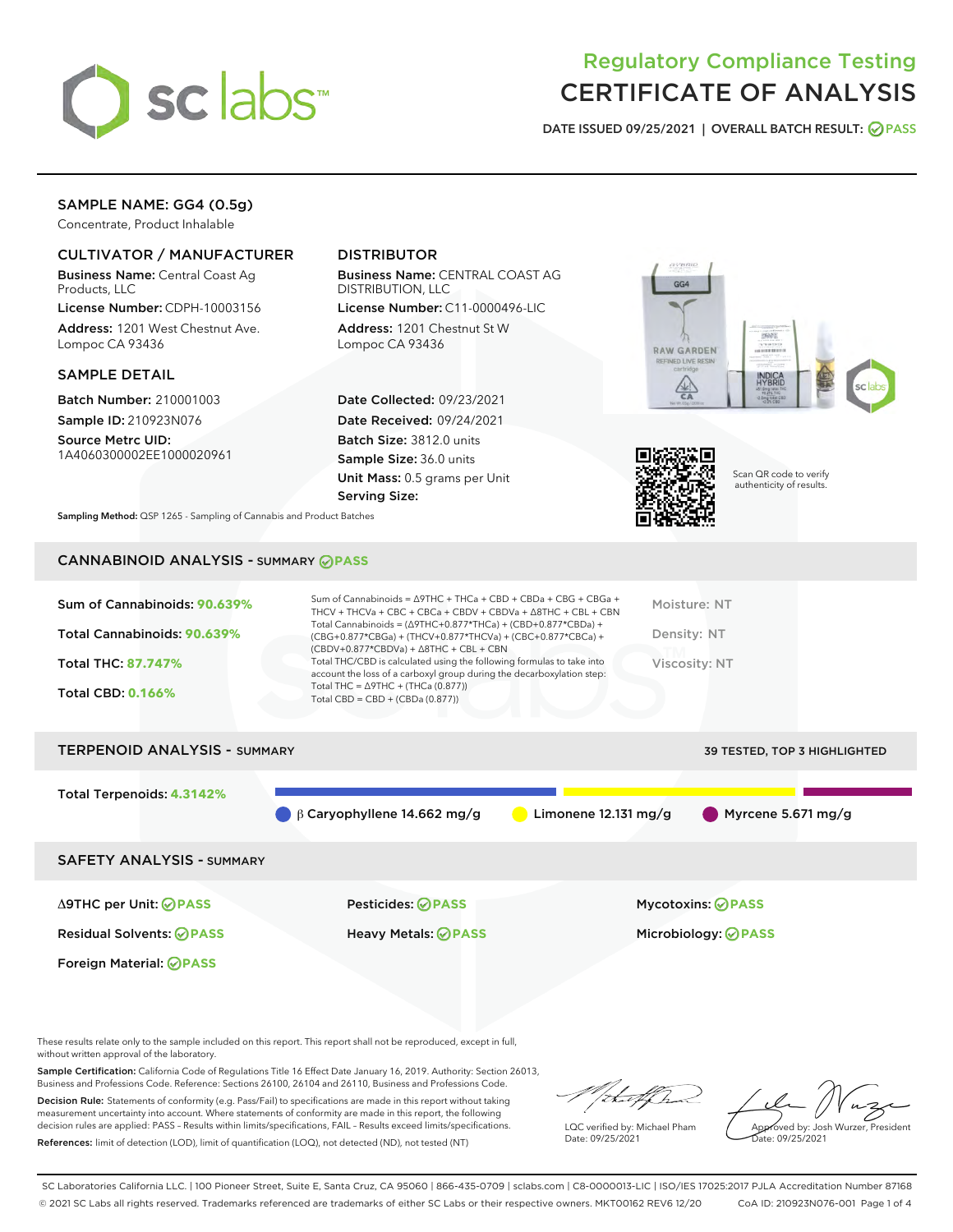# Regulatory Compliance Testing
# CERTIFICATE OF ANALYSIS

DATE ISSUED 09/25/2021 | OVERALL BATCH RESULT: PASS

## SAMPLE NAME: GG4 (0.5g)

Concentrate, Product Inhalable

### CULTIVATOR / MANUFACTURER

**Business Name:** Central Coast Ag Products, LLC

**License Number:** CDPH-10003156

**Address:** 1201 West Chestnut Ave. Lompoc CA 93436

### DISTRIBUTOR

**Business Name:** CENTRAL COAST AG DISTRIBUTION, LLC

**License Number:** C11-0000496-LIC

**Address:** 1201 Chestnut St W Lompoc CA 93436

### SAMPLE DETAIL

**Batch Number:** 210001003

**Sample ID:** 210923N076

**Source Metrc UID:** 1A4060300002EE1000020961

**Date Collected:** 09/23/2021

**Date Received:** 09/24/2021

**Batch Size:** 3812.0 units

**Sample Size:** 36.0 units

**Unit Mass:** 0.5 grams per Unit

**Serving Size:**

Scan QR code to verify authenticity of results.

**Sampling Method:** QSP 1265 - Sampling of Cannabis and Product Batches

## CANNABINOID ANALYSIS - SUMMARY PASS

Sum of Cannabinoids: **90.639%**

Total Cannabinoids: **90.639%**

Total THC: **87.747%**

Total CBD: **0.166%**

Sum of Cannabinoids = Δ9THC + THCa + CBD + CBDa + CBG + CBGa + THCV + THCVa + CBC + CBCa + CBDV + CBDVa + Δ8THC + CBL + CBN

Total Cannabinoids = (Δ9THC+0.877*THCa) + (CBD+0.877*CBDa) + (CBG+0.877*CBGa) + (THCV+0.877*THCVa) + (CBC+0.877*CBCa) + (CBDV+0.877*CBDVa) + Δ8THC + CBL + CBN

Total THC/CBD is calculated using the following formulas to take into account the loss of a carboxyl group during the decarboxylation step:

Total THC = Δ9THC + (THCa (0.877))

Total CBD = CBD + (CBDa (0.877))

Moisture: NT

Density: NT

Viscosity: NT

## TERPENOID ANALYSIS - SUMMARY

39 TESTED, TOP 3 HIGHLIGHTED

Total Terpenoids: **4.3142%**

β Caryophyllene 14.662 mg/g

Limonene 12.131 mg/g

Myrcene 5.671 mg/g

## SAFETY ANALYSIS - SUMMARY

| | | |
|---|---|---|
| Δ9THC per Unit: PASS | Pesticides: PASS | Mycotoxins: PASS |
| Residual Solvents: PASS | Heavy Metals: PASS | Microbiology: PASS |
| Foreign Material: PASS | | |

These results relate only to the sample included on this report. This report shall not be reproduced, except in full, without written approval of the laboratory.

**Sample Certification:** California Code of Regulations Title 16 Effect Date January 16, 2019. Authority: Section 26013, Business and Professions Code. Reference: Sections 26100, 26104 and 26110, Business and Professions Code.

**Decision Rule:** Statements of conformity (e.g. Pass/Fail) to specifications are made in this report without taking measurement uncertainty into account. Where statements of conformity are made in this report, the following decision rules are applied: PASS – Results within limits/specifications, FAIL – Results exceed limits/specifications.

**References:** limit of detection (LOD), limit of quantification (LOQ), not detected (ND), not tested (NT)

LQC verified by: Michael Pham
Date: 09/25/2021

Approved by: Josh Wurzer, President
Date: 09/25/2021

SC Laboratories California LLC. | 100 Pioneer Street, Suite E, Santa Cruz, CA 95060 | 866-435-0709 | sclabs.com | C8-0000013-LIC | ISO/IES 17025:2017 PJLA Accreditation Number 87168
© 2021 SC Labs all rights reserved. Trademarks referenced are trademarks of either SC Labs or their respective owners. MKT00162 REV6 12/20 CoA ID: 210923N076-001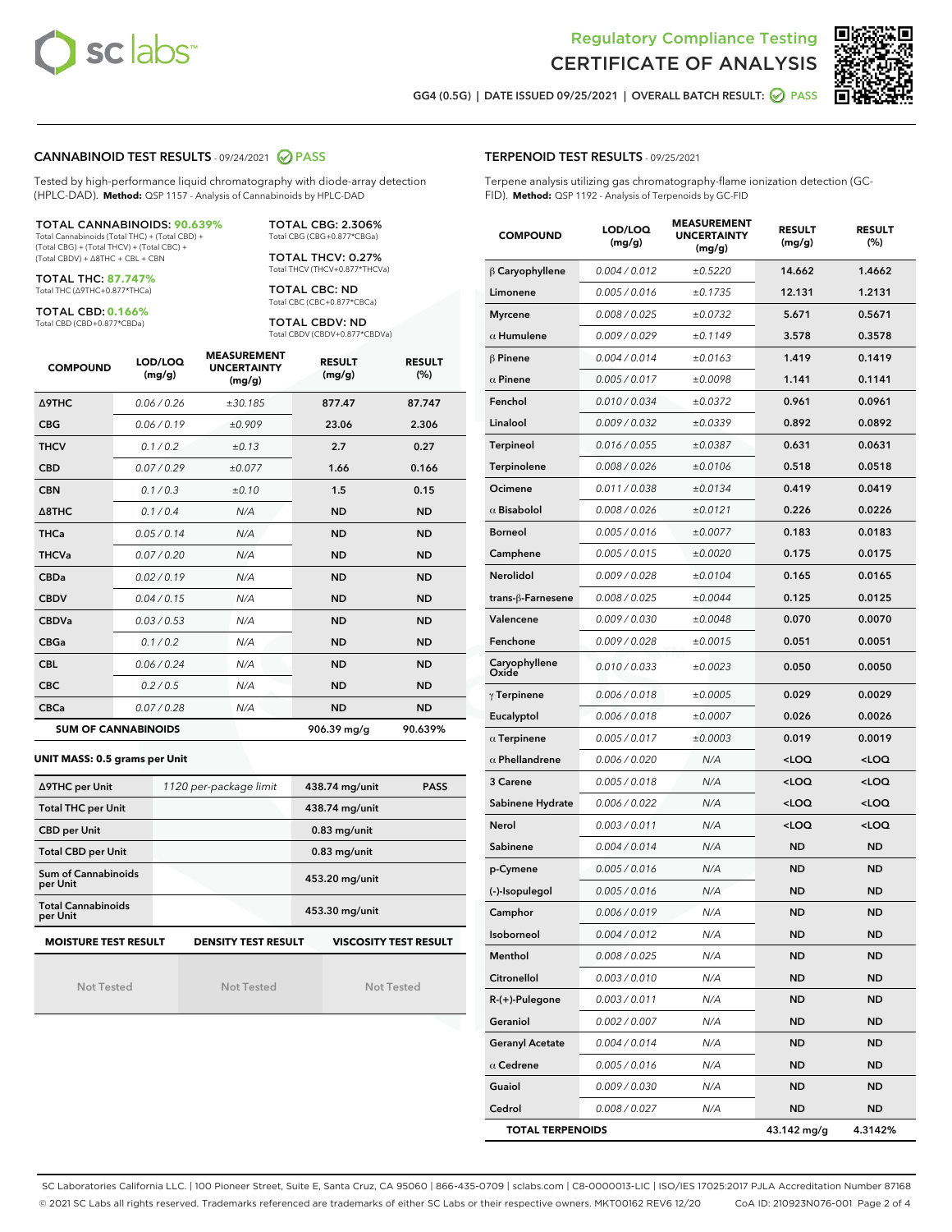Regulatory Compliance Testing
# CERTIFICATE OF ANALYSIS

GG4 (0.5G) | DATE ISSUED 09/25/2021 | OVERALL BATCH RESULT: PASS

## CANNABINOID TEST RESULTS - 09/24/2021 PASS

Tested by high-performance liquid chromatography with diode-array detection (HPLC-DAD). **Method:** QSP 1157 - Analysis of Cannabinoids by HPLC-DAD

**TOTAL CANNABINOIDS: 90.639%**
Total Cannabinoids (Total THC) + (Total CBD) + (Total CBG) + (Total THCV) + (Total CBC) + (Total CBDV) + Δ8THC + CBL + CBN

**TOTAL THC: 87.747%**
Total THC (Δ9THC+0.877*THCa)

**TOTAL CBD: 0.166%**
Total CBD (CBD+0.877*CBDa)

**TOTAL CBG: 2.306%**
Total CBG (CBG+0.877*CBGa)

**TOTAL THCV: 0.27%**
Total THCV (THCV+0.877*THCVa)

**TOTAL CBC: ND**
Total CBC (CBC+0.877*CBCa)

**TOTAL CBDV: ND**
Total CBDV (CBDV+0.877*CBDVa)

| COMPOUND | LOD/LOQ (mg/g) | MEASUREMENT UNCERTAINTY (mg/g) | RESULT (mg/g) | RESULT (%) |
|---|---|---|---|---|
| Δ9THC | 0.06 / 0.26 | ±30.185 | 877.47 | 87.747 |
| CBG | 0.06 / 0.19 | ±0.909 | 23.06 | 2.306 |
| THCV | 0.1 / 0.2 | ±0.13 | 2.7 | 0.27 |
| CBD | 0.07 / 0.29 | ±0.077 | 1.66 | 0.166 |
| CBN | 0.1 / 0.3 | ±0.10 | 1.5 | 0.15 |
| Δ8THC | 0.1 / 0.4 | N/A | ND | ND |
| THCa | 0.05 / 0.14 | N/A | ND | ND |
| THCVa | 0.07 / 0.20 | N/A | ND | ND |
| CBDa | 0.02 / 0.19 | N/A | ND | ND |
| CBDV | 0.04 / 0.15 | N/A | ND | ND |
| CBDVa | 0.03 / 0.53 | N/A | ND | ND |
| CBGa | 0.1 / 0.2 | N/A | ND | ND |
| CBL | 0.06 / 0.24 | N/A | ND | ND |
| CBC | 0.2 / 0.5 | N/A | ND | ND |
| CBCa | 0.07 / 0.28 | N/A | ND | ND |
| **SUM OF CANNABINOIDS** | | | 906.39 mg/g | 90.639% |

**UNIT MASS: 0.5 grams per Unit**

| | | | |
|---|---|---|---|
| Δ9THC per Unit | 1120 per-package limit | 438.74 mg/unit | PASS |
| Total THC per Unit | | 438.74 mg/unit | |
| CBD per Unit | | 0.83 mg/unit | |
| Total CBD per Unit | | 0.83 mg/unit | |
| Sum of Cannabinoids per Unit | | 453.20 mg/unit | |
| Total Cannabinoids per Unit | | 453.30 mg/unit | |

| MOISTURE TEST RESULT | DENSITY TEST RESULT | VISCOSITY TEST RESULT |
|---|---|---|
| Not Tested | Not Tested | Not Tested |

## TERPENOID TEST RESULTS - 09/25/2021

Terpene analysis utilizing gas chromatography-flame ionization detection (GC-FID). **Method:** QSP 1192 - Analysis of Terpenoids by GC-FID

| COMPOUND | LOD/LOQ (mg/g) | MEASUREMENT UNCERTAINTY (mg/g) | RESULT (mg/g) | RESULT (%) |
|---|---|---|---|---|
| β Caryophyllene | 0.004 / 0.012 | ±0.5220 | 14.662 | 1.4662 |
| Limonene | 0.005 / 0.016 | ±0.1735 | 12.131 | 1.2131 |
| Myrcene | 0.008 / 0.025 | ±0.0732 | 5.671 | 0.5671 |
| α Humulene | 0.009 / 0.029 | ±0.1149 | 3.578 | 0.3578 |
| β Pinene | 0.004 / 0.014 | ±0.0163 | 1.419 | 0.1419 |
| α Pinene | 0.005 / 0.017 | ±0.0098 | 1.141 | 0.1141 |
| Fenchol | 0.010 / 0.034 | ±0.0372 | 0.961 | 0.0961 |
| Linalool | 0.009 / 0.032 | ±0.0339 | 0.892 | 0.0892 |
| Terpineol | 0.016 / 0.055 | ±0.0387 | 0.631 | 0.0631 |
| Terpinolene | 0.008 / 0.026 | ±0.0106 | 0.518 | 0.0518 |
| Ocimene | 0.011 / 0.038 | ±0.0134 | 0.419 | 0.0419 |
| α Bisabolol | 0.008 / 0.026 | ±0.0121 | 0.226 | 0.0226 |
| Borneol | 0.005 / 0.016 | ±0.0077 | 0.183 | 0.0183 |
| Camphene | 0.005 / 0.015 | ±0.0020 | 0.175 | 0.0175 |
| Nerolidol | 0.009 / 0.028 | ±0.0104 | 0.165 | 0.0165 |
| trans-β-Farnesene | 0.008 / 0.025 | ±0.0044 | 0.125 | 0.0125 |
| Valencene | 0.009 / 0.030 | ±0.0048 | 0.070 | 0.0070 |
| Fenchone | 0.009 / 0.028 | ±0.0015 | 0.051 | 0.0051 |
| Caryophyllene Oxide | 0.010 / 0.033 | ±0.0023 | 0.050 | 0.0050 |
| γ Terpinene | 0.006 / 0.018 | ±0.0005 | 0.029 | 0.0029 |
| Eucalyptol | 0.006 / 0.018 | ±0.0007 | 0.026 | 0.0026 |
| α Terpinene | 0.005 / 0.017 | ±0.0003 | 0.019 | 0.0019 |
| α Phellandrene | 0.006 / 0.020 | N/A | <LOQ | <LOQ |
| 3 Carene | 0.005 / 0.018 | N/A | <LOQ | <LOQ |
| Sabinene Hydrate | 0.006 / 0.022 | N/A | <LOQ | <LOQ |
| Nerol | 0.003 / 0.011 | N/A | <LOQ | <LOQ |
| Sabinene | 0.004 / 0.014 | N/A | ND | ND |
| p-Cymene | 0.005 / 0.016 | N/A | ND | ND |
| (-)-Isopulegol | 0.005 / 0.016 | N/A | ND | ND |
| Camphor | 0.006 / 0.019 | N/A | ND | ND |
| Isoborneol | 0.004 / 0.012 | N/A | ND | ND |
| Menthol | 0.008 / 0.025 | N/A | ND | ND |
| Citronellol | 0.003 / 0.010 | N/A | ND | ND |
| R-(+)-Pulegone | 0.003 / 0.011 | N/A | ND | ND |
| Geraniol | 0.002 / 0.007 | N/A | ND | ND |
| Geranyl Acetate | 0.004 / 0.014 | N/A | ND | ND |
| α Cedrene | 0.005 / 0.016 | N/A | ND | ND |
| Guaiol | 0.009 / 0.030 | N/A | ND | ND |
| Cedrol | 0.008 / 0.027 | N/A | ND | ND |
| **TOTAL TERPENOIDS** | | | 43.142 mg/g | 4.3142% |

SC Laboratories California LLC. | 100 Pioneer Street, Suite E, Santa Cruz, CA 95060 | 866-435-0709 | sclabs.com | C8-0000013-LIC | ISO/IES 17025:2017 PJLA Accreditation Number 87168
© 2021 SC Labs all rights reserved. Trademarks referenced are trademarks of either SC Labs or their respective owners. MKT00162 REV6 12/20 CoA ID: 210923N076-001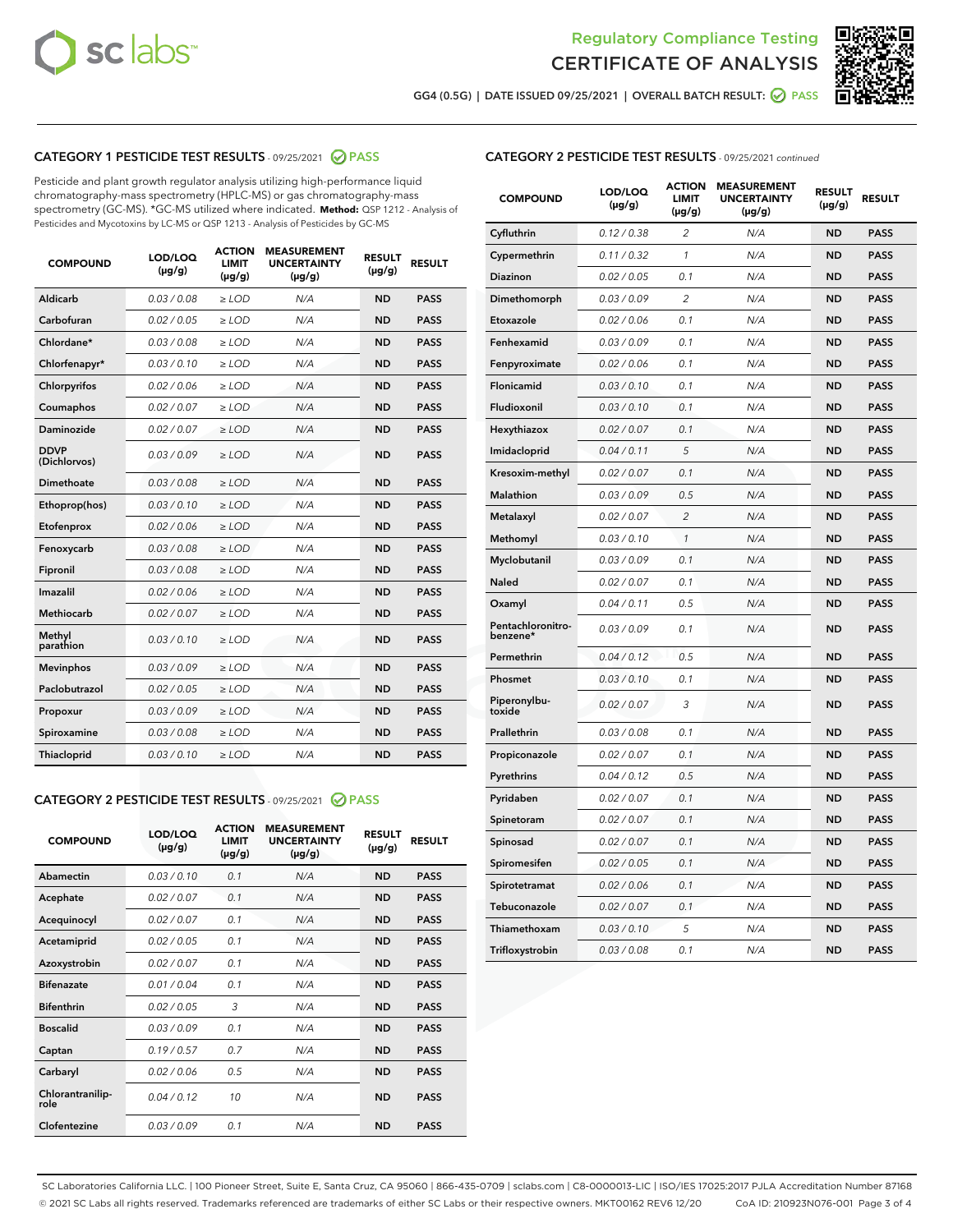Regulatory Compliance Testing
CERTIFICATE OF ANALYSIS

GG4 (0.5G) | DATE ISSUED 09/25/2021 | OVERALL BATCH RESULT: PASS

## CATEGORY 1 PESTICIDE TEST RESULTS - 09/25/2021 PASS

Pesticide and plant growth regulator analysis utilizing high-performance liquid chromatography-mass spectrometry (HPLC-MS) or gas chromatography-mass spectrometry (GC-MS). *GC-MS utilized where indicated. **Method:** QSP 1212 - Analysis of Pesticides and Mycotoxins by LC-MS or QSP 1213 - Analysis of Pesticides by GC-MS

| COMPOUND | LOD/LOQ (µg/g) | ACTION LIMIT (µg/g) | MEASUREMENT UNCERTAINTY (µg/g) | RESULT (µg/g) | RESULT |
|---|---|---|---|---|---|
| Aldicarb | 0.03 / 0.08 | ≥ LOD | N/A | ND | PASS |
| Carbofuran | 0.02 / 0.05 | ≥ LOD | N/A | ND | PASS |
| Chlordane* | 0.03 / 0.08 | ≥ LOD | N/A | ND | PASS |
| Chlorfenapyr* | 0.03 / 0.10 | ≥ LOD | N/A | ND | PASS |
| Chlorpyrifos | 0.02 / 0.06 | ≥ LOD | N/A | ND | PASS |
| Coumaphos | 0.02 / 0.07 | ≥ LOD | N/A | ND | PASS |
| Daminozide | 0.02 / 0.07 | ≥ LOD | N/A | ND | PASS |
| DDVP (Dichlorvos) | 0.03 / 0.09 | ≥ LOD | N/A | ND | PASS |
| Dimethoate | 0.03 / 0.08 | ≥ LOD | N/A | ND | PASS |
| Ethoprop(hos) | 0.03 / 0.10 | ≥ LOD | N/A | ND | PASS |
| Etofenprox | 0.02 / 0.06 | ≥ LOD | N/A | ND | PASS |
| Fenoxycarb | 0.03 / 0.08 | ≥ LOD | N/A | ND | PASS |
| Fipronil | 0.03 / 0.08 | ≥ LOD | N/A | ND | PASS |
| Imazalil | 0.02 / 0.06 | ≥ LOD | N/A | ND | PASS |
| Methiocarb | 0.02 / 0.07 | ≥ LOD | N/A | ND | PASS |
| Methyl parathion | 0.03 / 0.10 | ≥ LOD | N/A | ND | PASS |
| Mevinphos | 0.03 / 0.09 | ≥ LOD | N/A | ND | PASS |
| Paclobutrazol | 0.02 / 0.05 | ≥ LOD | N/A | ND | PASS |
| Propoxur | 0.03 / 0.09 | ≥ LOD | N/A | ND | PASS |
| Spiroxamine | 0.03 / 0.08 | ≥ LOD | N/A | ND | PASS |
| Thiacloprid | 0.03 / 0.10 | ≥ LOD | N/A | ND | PASS |

## CATEGORY 2 PESTICIDE TEST RESULTS - 09/25/2021 PASS

| COMPOUND | LOD/LOQ (µg/g) | ACTION LIMIT (µg/g) | MEASUREMENT UNCERTAINTY (µg/g) | RESULT (µg/g) | RESULT |
|---|---|---|---|---|---|
| Abamectin | 0.03 / 0.10 | 0.1 | N/A | ND | PASS |
| Acephate | 0.02 / 0.07 | 0.1 | N/A | ND | PASS |
| Acequinocyl | 0.02 / 0.07 | 0.1 | N/A | ND | PASS |
| Acetamiprid | 0.02 / 0.05 | 0.1 | N/A | ND | PASS |
| Azoxystrobin | 0.02 / 0.07 | 0.1 | N/A | ND | PASS |
| Bifenazate | 0.01 / 0.04 | 0.1 | N/A | ND | PASS |
| Bifenthrin | 0.02 / 0.05 | 3 | N/A | ND | PASS |
| Boscalid | 0.03 / 0.09 | 0.1 | N/A | ND | PASS |
| Captan | 0.19 / 0.57 | 0.7 | N/A | ND | PASS |
| Carbaryl | 0.02 / 0.06 | 0.5 | N/A | ND | PASS |
| Chlorantraniliprole | 0.04 / 0.12 | 10 | N/A | ND | PASS |
| Clofentezine | 0.03 / 0.09 | 0.1 | N/A | ND | PASS |
| Cyfluthrin | 0.12 / 0.38 | 2 | N/A | ND | PASS |
| Cypermethrin | 0.11 / 0.32 | 1 | N/A | ND | PASS |
| Diazinon | 0.02 / 0.05 | 0.1 | N/A | ND | PASS |
| Dimethomorph | 0.03 / 0.09 | 2 | N/A | ND | PASS |
| Etoxazole | 0.02 / 0.06 | 0.1 | N/A | ND | PASS |
| Fenhexamid | 0.03 / 0.09 | 0.1 | N/A | ND | PASS |
| Fenpyroximate | 0.02 / 0.06 | 0.1 | N/A | ND | PASS |
| Flonicamid | 0.03 / 0.10 | 0.1 | N/A | ND | PASS |
| Fludioxonil | 0.03 / 0.10 | 0.1 | N/A | ND | PASS |
| Hexythiazox | 0.02 / 0.07 | 0.1 | N/A | ND | PASS |
| Imidacloprid | 0.04 / 0.11 | 5 | N/A | ND | PASS |
| Kresoxim-methyl | 0.02 / 0.07 | 0.1 | N/A | ND | PASS |
| Malathion | 0.03 / 0.09 | 0.5 | N/A | ND | PASS |
| Metalaxyl | 0.02 / 0.07 | 2 | N/A | ND | PASS |
| Methomyl | 0.03 / 0.10 | 1 | N/A | ND | PASS |
| Myclobutanil | 0.03 / 0.09 | 0.1 | N/A | ND | PASS |
| Naled | 0.02 / 0.07 | 0.1 | N/A | ND | PASS |
| Oxamyl | 0.04 / 0.11 | 0.5 | N/A | ND | PASS |
| Pentachloronitrobenzene* | 0.03 / 0.09 | 0.1 | N/A | ND | PASS |
| Permethrin | 0.04 / 0.12 | 0.5 | N/A | ND | PASS |
| Phosmet | 0.03 / 0.10 | 0.1 | N/A | ND | PASS |
| Piperonylbutoxide | 0.02 / 0.07 | 3 | N/A | ND | PASS |
| Prallethrin | 0.03 / 0.08 | 0.1 | N/A | ND | PASS |
| Propiconazole | 0.02 / 0.07 | 0.1 | N/A | ND | PASS |
| Pyrethrins | 0.04 / 0.12 | 0.5 | N/A | ND | PASS |
| Pyridaben | 0.02 / 0.07 | 0.1 | N/A | ND | PASS |
| Spinetoram | 0.02 / 0.07 | 0.1 | N/A | ND | PASS |
| Spinosad | 0.02 / 0.07 | 0.1 | N/A | ND | PASS |
| Spiromesifen | 0.02 / 0.05 | 0.1 | N/A | ND | PASS |
| Spirotetramat | 0.02 / 0.06 | 0.1 | N/A | ND | PASS |
| Tebuconazole | 0.02 / 0.07 | 0.1 | N/A | ND | PASS |
| Thiamethoxam | 0.03 / 0.10 | 5 | N/A | ND | PASS |
| Trifloxystrobin | 0.03 / 0.08 | 0.1 | N/A | ND | PASS |

SC Laboratories California LLC. | 100 Pioneer Street, Suite E, Santa Cruz, CA 95060 | 866-435-0709 | sclabs.com | C8-0000013-LIC | ISO/IES 17025:2017 PJLA Accreditation Number 87168
© 2021 SC Labs all rights reserved. Trademarks referenced are trademarks of either SC Labs or their respective owners. MKT00162 REV6 12/20 CoA ID: 210923N076-001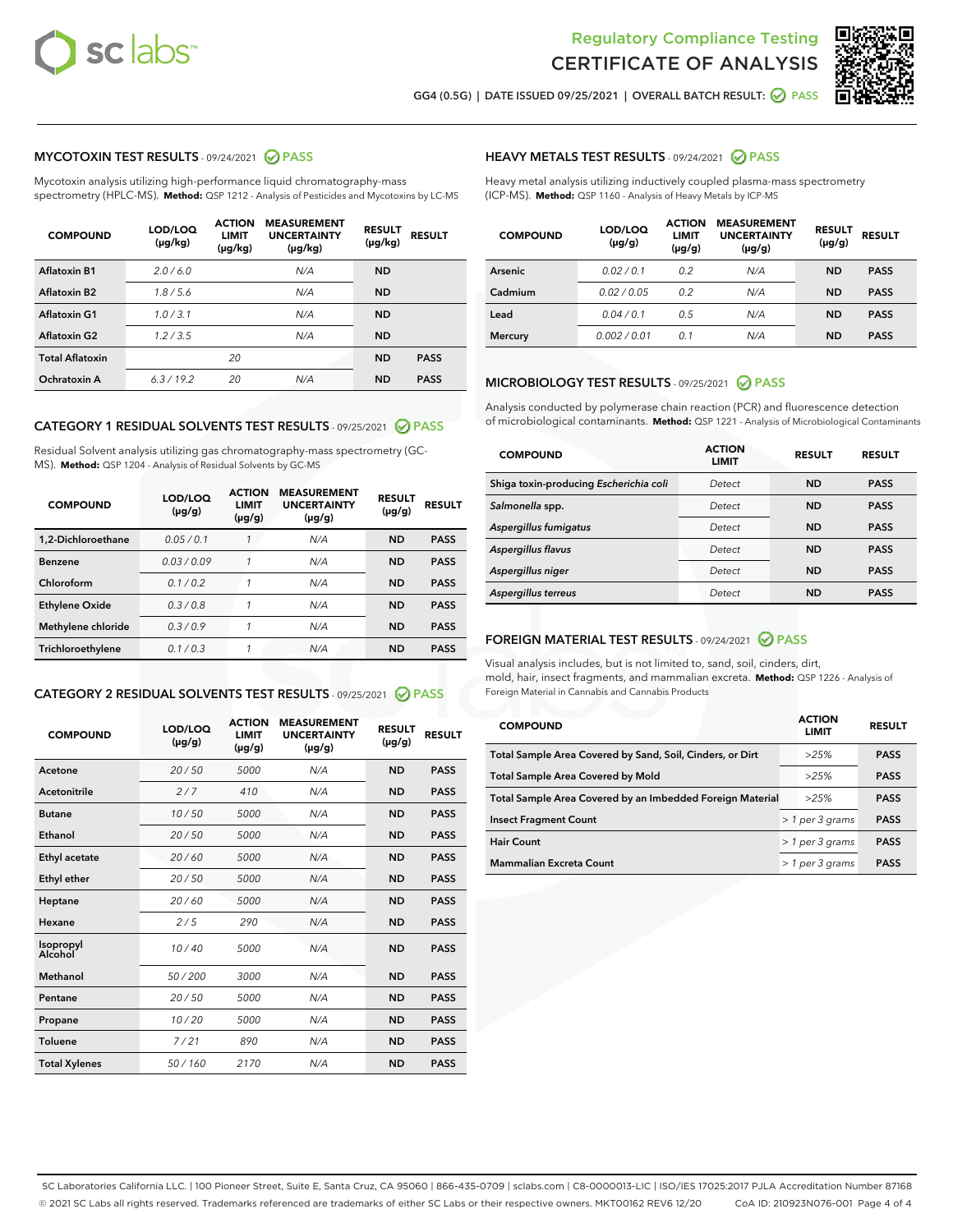Regulatory Compliance Testing

# CERTIFICATE OF ANALYSIS

GG4 (0.5G) | DATE ISSUED 09/25/2021 | OVERALL BATCH RESULT: PASS

## MYCOTOXIN TEST RESULTS - 09/24/2021 PASS

Mycotoxin analysis utilizing high-performance liquid chromatography-mass spectrometry (HPLC-MS). **Method:** QSP 1212 - Analysis of Pesticides and Mycotoxins by LC-MS

| COMPOUND | LOD/LOQ (µg/kg) | ACTION LIMIT (µg/kg) | MEASUREMENT UNCERTAINTY (µg/kg) | RESULT (µg/kg) | RESULT |
|---|---|---|---|---|---|
| Aflatoxin B1 | 2.0 / 6.0 | | N/A | ND | |
| Aflatoxin B2 | 1.8 / 5.6 | | N/A | ND | |
| Aflatoxin G1 | 1.0 / 3.1 | | N/A | ND | |
| Aflatoxin G2 | 1.2 / 3.5 | | N/A | ND | |
| Total Aflatoxin | | 20 | | ND | PASS |
| Ochratoxin A | 6.3 / 19.2 | 20 | N/A | ND | PASS |

## CATEGORY 1 RESIDUAL SOLVENTS TEST RESULTS - 09/25/2021 PASS

Residual Solvent analysis utilizing gas chromatography-mass spectrometry (GC-MS). **Method:** QSP 1204 - Analysis of Residual Solvents by GC-MS

| COMPOUND | LOD/LOQ (µg/g) | ACTION LIMIT (µg/g) | MEASUREMENT UNCERTAINTY (µg/g) | RESULT (µg/g) | RESULT |
|---|---|---|---|---|---|
| 1,2-Dichloroethane | 0.05 / 0.1 | 1 | N/A | ND | PASS |
| Benzene | 0.03 / 0.09 | 1 | N/A | ND | PASS |
| Chloroform | 0.1 / 0.2 | 1 | N/A | ND | PASS |
| Ethylene Oxide | 0.3 / 0.8 | 1 | N/A | ND | PASS |
| Methylene chloride | 0.3 / 0.9 | 1 | N/A | ND | PASS |
| Trichloroethylene | 0.1 / 0.3 | 1 | N/A | ND | PASS |

## CATEGORY 2 RESIDUAL SOLVENTS TEST RESULTS - 09/25/2021 PASS

| COMPOUND | LOD/LOQ (µg/g) | ACTION LIMIT (µg/g) | MEASUREMENT UNCERTAINTY (µg/g) | RESULT (µg/g) | RESULT |
|---|---|---|---|---|---|
| Acetone | 20 / 50 | 5000 | N/A | ND | PASS |
| Acetonitrile | 2 / 7 | 410 | N/A | ND | PASS |
| Butane | 10 / 50 | 5000 | N/A | ND | PASS |
| Ethanol | 20 / 50 | 5000 | N/A | ND | PASS |
| Ethyl acetate | 20 / 60 | 5000 | N/A | ND | PASS |
| Ethyl ether | 20 / 50 | 5000 | N/A | ND | PASS |
| Heptane | 20 / 60 | 5000 | N/A | ND | PASS |
| Hexane | 2 / 5 | 290 | N/A | ND | PASS |
| Isopropyl Alcohol | 10 / 40 | 5000 | N/A | ND | PASS |
| Methanol | 50 / 200 | 3000 | N/A | ND | PASS |
| Pentane | 20 / 50 | 5000 | N/A | ND | PASS |
| Propane | 10 / 20 | 5000 | N/A | ND | PASS |
| Toluene | 7 / 21 | 890 | N/A | ND | PASS |
| Total Xylenes | 50 / 160 | 2170 | N/A | ND | PASS |

## HEAVY METALS TEST RESULTS - 09/24/2021 PASS

Heavy metal analysis utilizing inductively coupled plasma-mass spectrometry (ICP-MS). **Method:** QSP 1160 - Analysis of Heavy Metals by ICP-MS

| COMPOUND | LOD/LOQ (µg/g) | ACTION LIMIT (µg/g) | MEASUREMENT UNCERTAINTY (µg/g) | RESULT (µg/g) | RESULT |
|---|---|---|---|---|---|
| Arsenic | 0.02 / 0.1 | 0.2 | N/A | ND | PASS |
| Cadmium | 0.02 / 0.05 | 0.2 | N/A | ND | PASS |
| Lead | 0.04 / 0.1 | 0.5 | N/A | ND | PASS |
| Mercury | 0.002 / 0.01 | 0.1 | N/A | ND | PASS |

## MICROBIOLOGY TEST RESULTS - 09/25/2021 PASS

Analysis conducted by polymerase chain reaction (PCR) and fluorescence detection of microbiological contaminants. **Method:** QSP 1221 - Analysis of Microbiological Contaminants

| COMPOUND | ACTION LIMIT | RESULT | RESULT |
|---|---|---|---|
| Shiga toxin-producing *Escherichia coli* | Detect | ND | PASS |
| *Salmonella* spp. | Detect | ND | PASS |
| *Aspergillus fumigatus* | Detect | ND | PASS |
| *Aspergillus flavus* | Detect | ND | PASS |
| *Aspergillus niger* | Detect | ND | PASS |
| *Aspergillus terreus* | Detect | ND | PASS |

## FOREIGN MATERIAL TEST RESULTS - 09/24/2021 PASS

Visual analysis includes, but is not limited to, sand, soil, cinders, dirt, mold, hair, insect fragments, and mammalian excreta. **Method:** QSP 1226 - Analysis of Foreign Material in Cannabis and Cannabis Products

| COMPOUND | ACTION LIMIT | RESULT |
|---|---|---|
| Total Sample Area Covered by Sand, Soil, Cinders, or Dirt | >25% | PASS |
| Total Sample Area Covered by Mold | >25% | PASS |
| Total Sample Area Covered by an Imbedded Foreign Material | >25% | PASS |
| Insect Fragment Count | > 1 per 3 grams | PASS |
| Hair Count | > 1 per 3 grams | PASS |
| Mammalian Excreta Count | > 1 per 3 grams | PASS |

SC Laboratories California LLC. | 100 Pioneer Street, Suite E, Santa Cruz, CA 95060 | 866-435-0709 | sclabs.com | C8-0000013-LIC | ISO/IES 17025:2017 PJLA Accreditation Number 87168
© 2021 SC Labs all rights reserved. Trademarks referenced are trademarks of either SC Labs or their respective owners. MKT00162 REV6 12/20 CoA ID: 210923N076-001